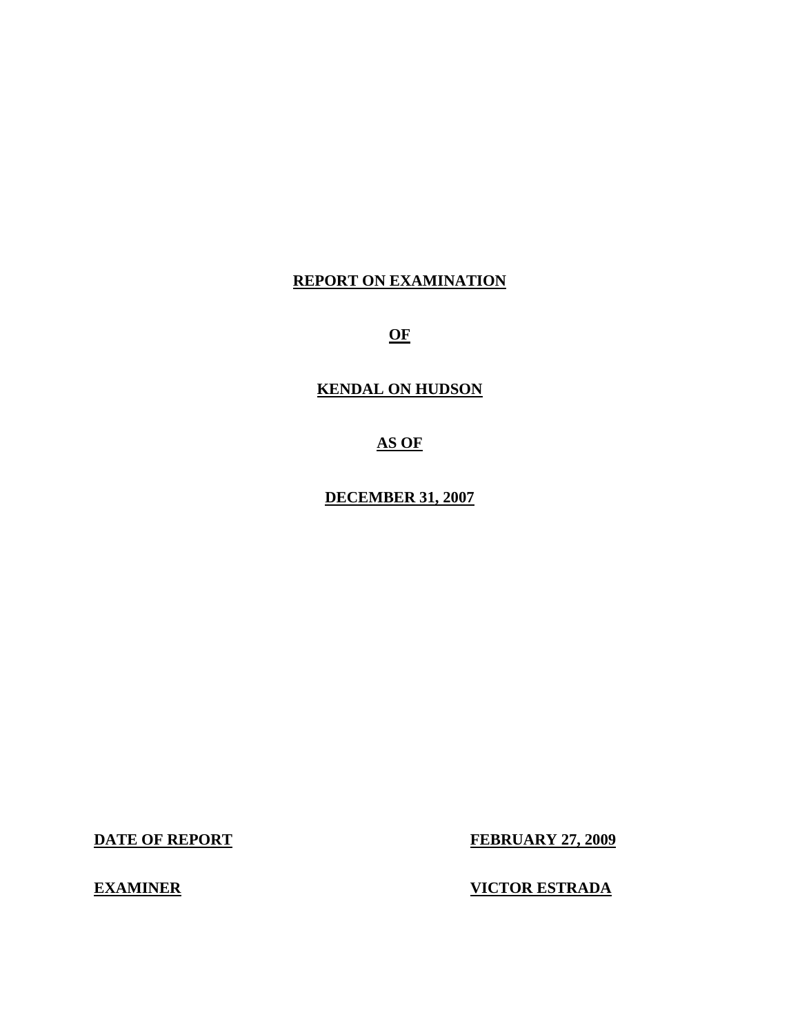**REPORT ON EXAMINATION**

**OF**

**KENDAL ON HUDSON**

**AS OF**

**DECEMBER 31, 2007**

**DATE OF REPORT** **FEBRUARY 27, 2009**

**EXAMINER** **VICTOR ESTRADA**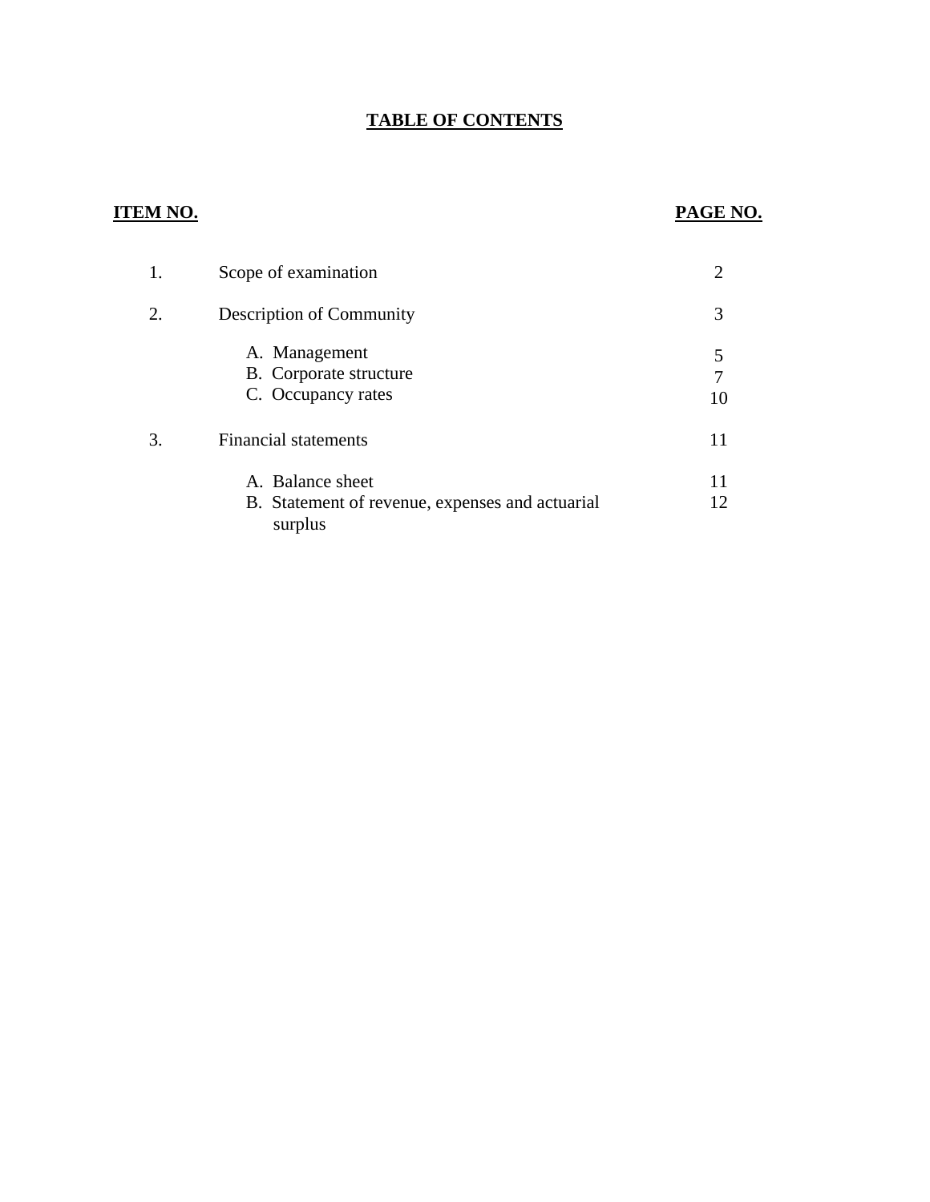# TABLE OF CONTENTS

| ITEM NO. | | PAGE NO. |
|---|---|---|
| 1. | Scope of examination | 2 |
| 2. | Description of Community | 3 |
| | A. Management | 5 |
| | B. Corporate structure | 7 |
| | C. Occupancy rates | 10 |
| 3. | Financial statements | 11 |
| | A. Balance sheet | 11 |
| | B. Statement of revenue, expenses and actuarial surplus | 12 |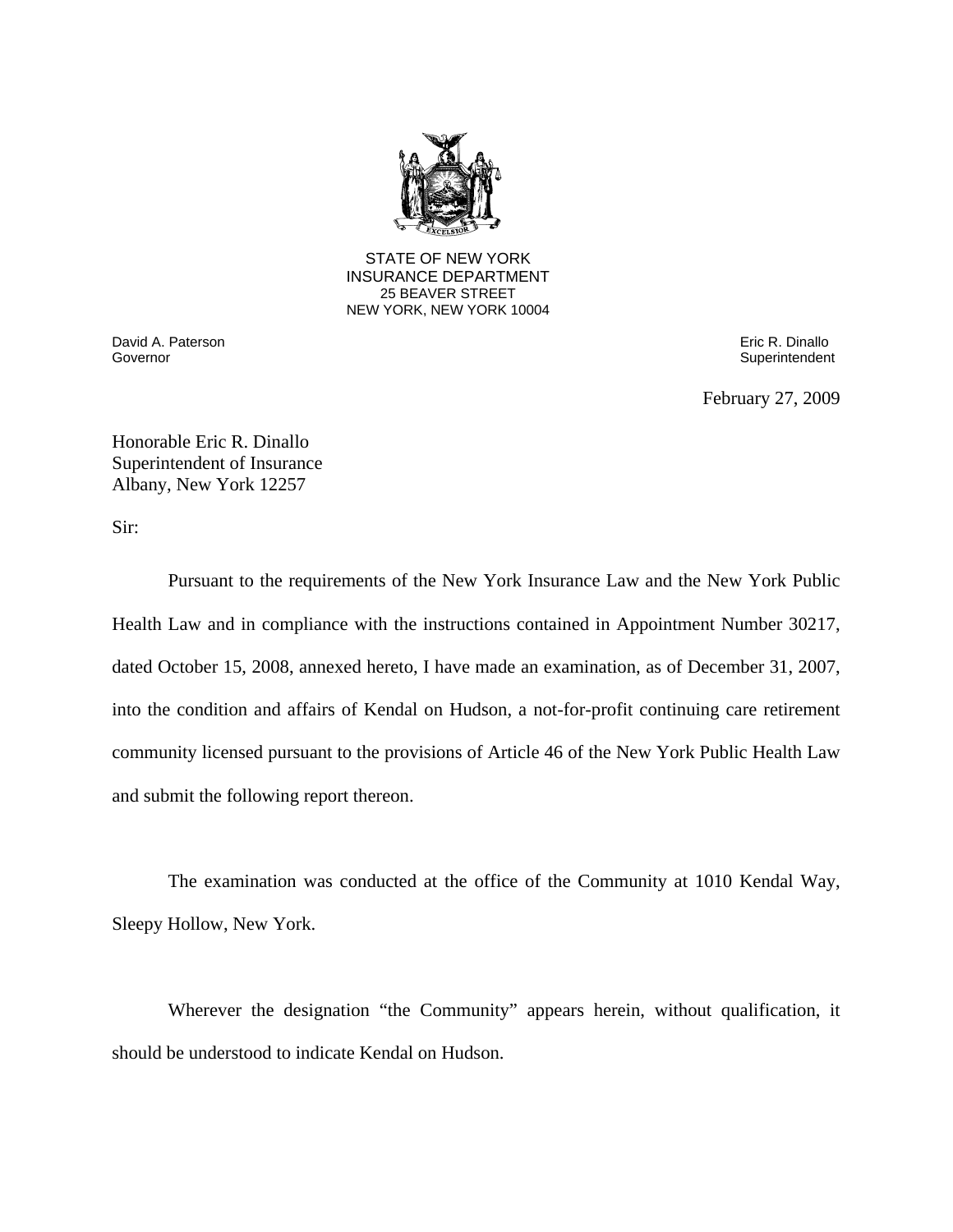STATE OF NEW YORK
INSURANCE DEPARTMENT
25 BEAVER STREET
NEW YORK, NEW YORK 10004

David A. Paterson
Governor

Eric R. Dinallo
Superintendent

February 27, 2009

Honorable Eric R. Dinallo
Superintendent of Insurance
Albany, New York 12257

Sir:

Pursuant to the requirements of the New York Insurance Law and the New York Public Health Law and in compliance with the instructions contained in Appointment Number 30217, dated October 15, 2008, annexed hereto, I have made an examination, as of December 31, 2007, into the condition and affairs of Kendal on Hudson, a not-for-profit continuing care retirement community licensed pursuant to the provisions of Article 46 of the New York Public Health Law and submit the following report thereon.

The examination was conducted at the office of the Community at 1010 Kendal Way, Sleepy Hollow, New York.

Wherever the designation "the Community" appears herein, without qualification, it should be understood to indicate Kendal on Hudson.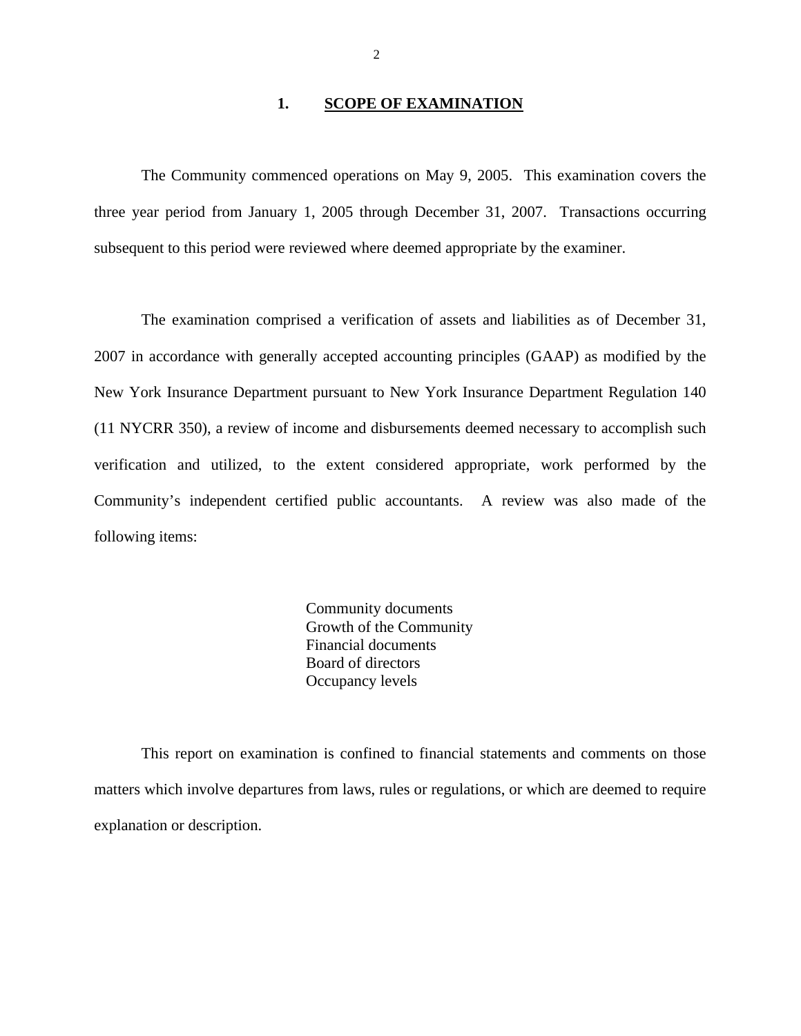## 1. SCOPE OF EXAMINATION

The Community commenced operations on May 9, 2005. This examination covers the three year period from January 1, 2005 through December 31, 2007. Transactions occurring subsequent to this period were reviewed where deemed appropriate by the examiner.

The examination comprised a verification of assets and liabilities as of December 31, 2007 in accordance with generally accepted accounting principles (GAAP) as modified by the New York Insurance Department pursuant to New York Insurance Department Regulation 140 (11 NYCRR 350), a review of income and disbursements deemed necessary to accomplish such verification and utilized, to the extent considered appropriate, work performed by the Community's independent certified public accountants. A review was also made of the following items:

- Community documents
- Growth of the Community
- Financial documents
- Board of directors
- Occupancy levels

This report on examination is confined to financial statements and comments on those matters which involve departures from laws, rules or regulations, or which are deemed to require explanation or description.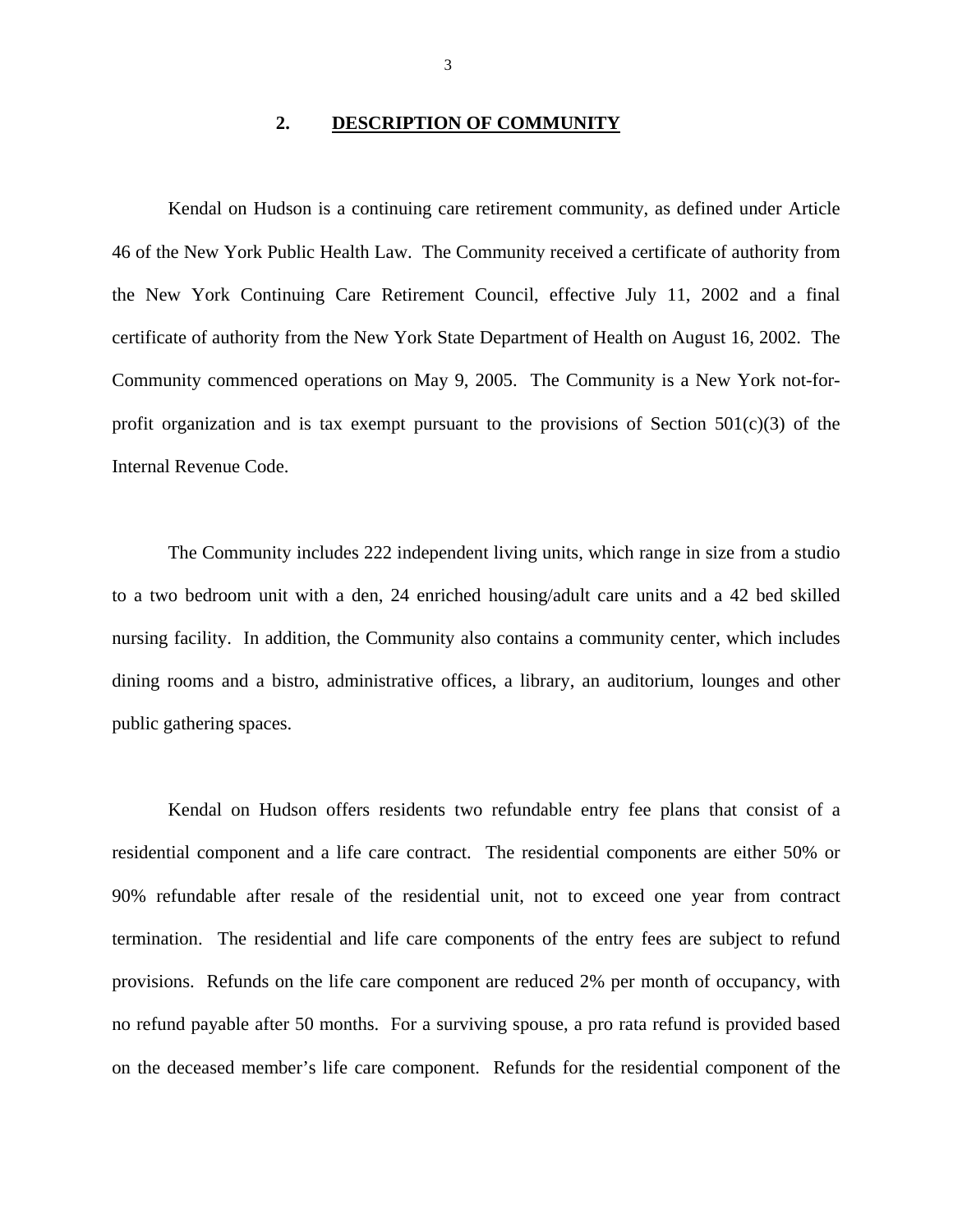## 2. DESCRIPTION OF COMMUNITY

Kendal on Hudson is a continuing care retirement community, as defined under Article 46 of the New York Public Health Law. The Community received a certificate of authority from the New York Continuing Care Retirement Council, effective July 11, 2002 and a final certificate of authority from the New York State Department of Health on August 16, 2002. The Community commenced operations on May 9, 2005. The Community is a New York not-for-profit organization and is tax exempt pursuant to the provisions of Section 501(c)(3) of the Internal Revenue Code.

The Community includes 222 independent living units, which range in size from a studio to a two bedroom unit with a den, 24 enriched housing/adult care units and a 42 bed skilled nursing facility. In addition, the Community also contains a community center, which includes dining rooms and a bistro, administrative offices, a library, an auditorium, lounges and other public gathering spaces.

Kendal on Hudson offers residents two refundable entry fee plans that consist of a residential component and a life care contract. The residential components are either 50% or 90% refundable after resale of the residential unit, not to exceed one year from contract termination. The residential and life care components of the entry fees are subject to refund provisions. Refunds on the life care component are reduced 2% per month of occupancy, with no refund payable after 50 months. For a surviving spouse, a pro rata refund is provided based on the deceased member's life care component. Refunds for the residential component of the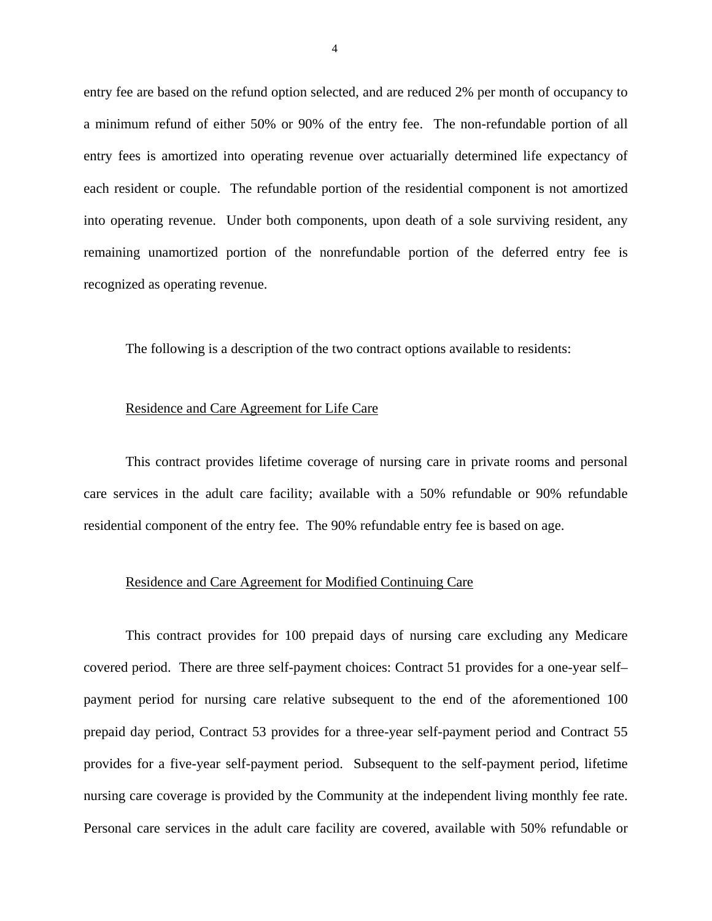entry fee are based on the refund option selected, and are reduced 2% per month of occupancy to a minimum refund of either 50% or 90% of the entry fee. The non-refundable portion of all entry fees is amortized into operating revenue over actuarially determined life expectancy of each resident or couple. The refundable portion of the residential component is not amortized into operating revenue. Under both components, upon death of a sole surviving resident, any remaining unamortized portion of the nonrefundable portion of the deferred entry fee is recognized as operating revenue.

The following is a description of the two contract options available to residents:

<u>Residence and Care Agreement for Life Care</u>

This contract provides lifetime coverage of nursing care in private rooms and personal care services in the adult care facility; available with a 50% refundable or 90% refundable residential component of the entry fee. The 90% refundable entry fee is based on age.

<u>Residence and Care Agreement for Modified Continuing Care</u>

This contract provides for 100 prepaid days of nursing care excluding any Medicare covered period. There are three self-payment choices: Contract 51 provides for a one-year self–payment period for nursing care relative subsequent to the end of the aforementioned 100 prepaid day period, Contract 53 provides for a three-year self-payment period and Contract 55 provides for a five-year self-payment period. Subsequent to the self-payment period, lifetime nursing care coverage is provided by the Community at the independent living monthly fee rate. Personal care services in the adult care facility are covered, available with 50% refundable or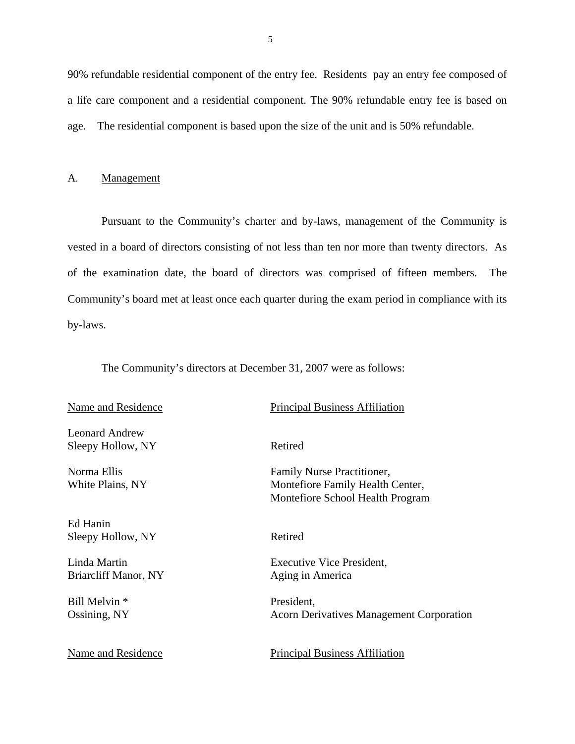90% refundable residential component of the entry fee. Residents pay an entry fee composed of a life care component and a residential component. The 90% refundable entry fee is based on age. The residential component is based upon the size of the unit and is 50% refundable.

## A. Management

Pursuant to the Community's charter and by-laws, management of the Community is vested in a board of directors consisting of not less than ten nor more than twenty directors. As of the examination date, the board of directors was comprised of fifteen members. The Community's board met at least once each quarter during the exam period in compliance with its by-laws.

The Community's directors at December 31, 2007 were as follows:

| Name and Residence | Principal Business Affiliation |
|---|---|
| Leonard Andrew<br>Sleepy Hollow, NY | Retired |
| Norma Ellis<br>White Plains, NY | Family Nurse Practitioner,<br>Montefiore Family Health Center,<br>Montefiore School Health Program |
| Ed Hanin<br>Sleepy Hollow, NY | Retired |
| Linda Martin<br>Briarcliff Manor, NY | Executive Vice President,<br>Aging in America |
| Bill Melvin *<br>Ossining, NY | President,<br>Acorn Derivatives Management Corporation |

| Name and Residence | Principal Business Affiliation |
|---|---|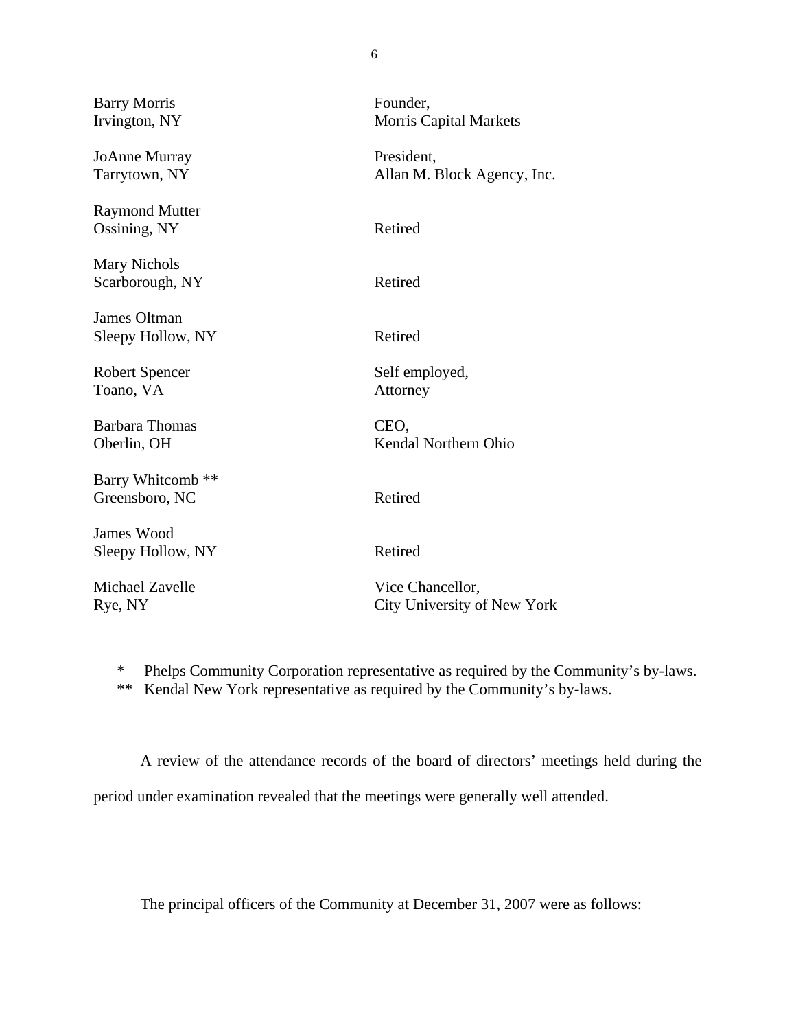| | |
|---|---|
| Barry Morris<br>Irvington, NY | Founder,<br>Morris Capital Markets |
| JoAnne Murray<br>Tarrytown, NY | President,<br>Allan M. Block Agency, Inc. |
| Raymond Mutter<br>Ossining, NY | Retired |
| Mary Nichols<br>Scarborough, NY | Retired |
| James Oltman<br>Sleepy Hollow, NY | Retired |
| Robert Spencer<br>Toano, VA | Self employed,<br>Attorney |
| Barbara Thomas<br>Oberlin, OH | CEO,<br>Kendal Northern Ohio |
| Barry Whitcomb **<br>Greensboro, NC | Retired |
| James Wood<br>Sleepy Hollow, NY | Retired |
| Michael Zavelle<br>Rye, NY | Vice Chancellor,<br>City University of New York |

\* Phelps Community Corporation representative as required by the Community's by-laws.

** Kendal New York representative as required by the Community's by-laws.

A review of the attendance records of the board of directors' meetings held during the period under examination revealed that the meetings were generally well attended.

The principal officers of the Community at December 31, 2007 were as follows: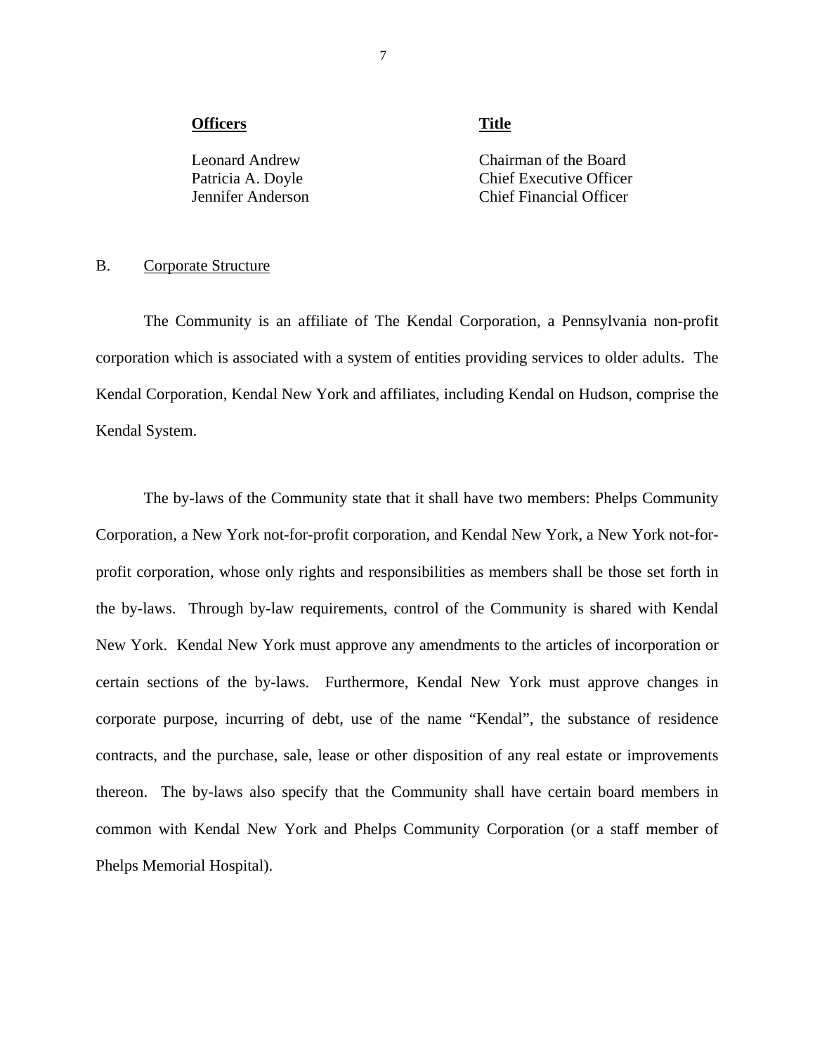| **Officers** | **Title** |
|---|---|
| Leonard Andrew | Chairman of the Board |
| Patricia A. Doyle | Chief Executive Officer |
| Jennifer Anderson | Chief Financial Officer |

B. Corporate Structure

The Community is an affiliate of The Kendal Corporation, a Pennsylvania non-profit corporation which is associated with a system of entities providing services to older adults. The Kendal Corporation, Kendal New York and affiliates, including Kendal on Hudson, comprise the Kendal System.

The by-laws of the Community state that it shall have two members: Phelps Community Corporation, a New York not-for-profit corporation, and Kendal New York, a New York not-for-profit corporation, whose only rights and responsibilities as members shall be those set forth in the by-laws. Through by-law requirements, control of the Community is shared with Kendal New York. Kendal New York must approve any amendments to the articles of incorporation or certain sections of the by-laws. Furthermore, Kendal New York must approve changes in corporate purpose, incurring of debt, use of the name "Kendal", the substance of residence contracts, and the purchase, sale, lease or other disposition of any real estate or improvements thereon. The by-laws also specify that the Community shall have certain board members in common with Kendal New York and Phelps Community Corporation (or a staff member of Phelps Memorial Hospital).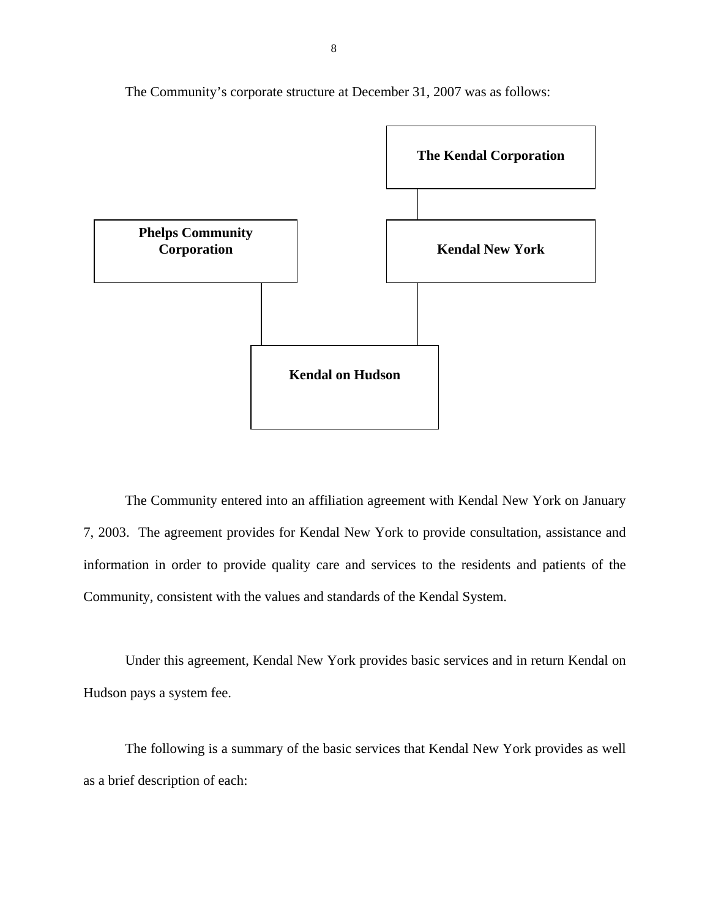The Community's corporate structure at December 31, 2007 was as follows:

**The Kendal Corporation**

**Phelps Community Corporation**

**Kendal New York**

**Kendal on Hudson**

The Community entered into an affiliation agreement with Kendal New York on January 7, 2003. The agreement provides for Kendal New York to provide consultation, assistance and information in order to provide quality care and services to the residents and patients of the Community, consistent with the values and standards of the Kendal System.

Under this agreement, Kendal New York provides basic services and in return Kendal on Hudson pays a system fee.

The following is a summary of the basic services that Kendal New York provides as well as a brief description of each: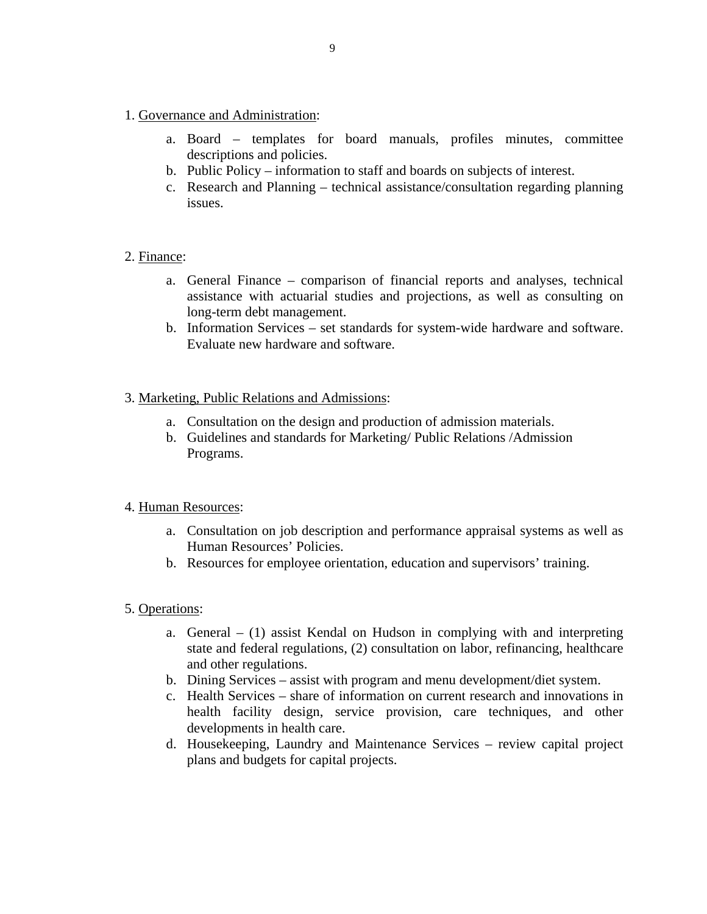1. Governance and Administration:

    a. Board – templates for board manuals, profiles minutes, committee descriptions and policies.
    b. Public Policy – information to staff and boards on subjects of interest.
    c. Research and Planning – technical assistance/consultation regarding planning issues.

2. Finance:

    a. General Finance – comparison of financial reports and analyses, technical assistance with actuarial studies and projections, as well as consulting on long-term debt management.
    b. Information Services – set standards for system-wide hardware and software. Evaluate new hardware and software.

3. Marketing, Public Relations and Admissions:

    a. Consultation on the design and production of admission materials.
    b. Guidelines and standards for Marketing/ Public Relations /Admission Programs.

4. Human Resources:

    a. Consultation on job description and performance appraisal systems as well as Human Resources' Policies.
    b. Resources for employee orientation, education and supervisors' training.

5. Operations:

    a. General – (1) assist Kendal on Hudson in complying with and interpreting state and federal regulations, (2) consultation on labor, refinancing, healthcare and other regulations.
    b. Dining Services – assist with program and menu development/diet system.
    c. Health Services – share of information on current research and innovations in health facility design, service provision, care techniques, and other developments in health care.
    d. Housekeeping, Laundry and Maintenance Services – review capital project plans and budgets for capital projects.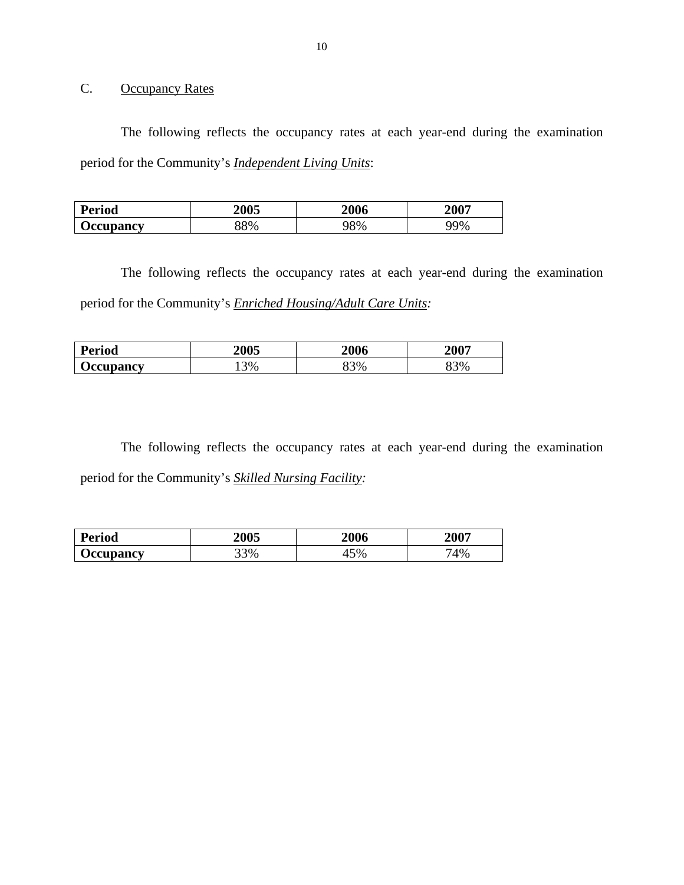## C. Occupancy Rates

The following reflects the occupancy rates at each year-end during the examination period for the Community's ***Independent Living Units***:

| **Period** | **2005** | **2006** | **2007** |
|---|---|---|---|
| **Occupancy** | 88% | 98% | 99% |

The following reflects the occupancy rates at each year-end during the examination period for the Community's ***Enriched Housing/Adult Care Units:***

| **Period** | **2005** | **2006** | **2007** |
|---|---|---|---|
| **Occupancy** | 13% | 83% | 83% |

The following reflects the occupancy rates at each year-end during the examination period for the Community's ***Skilled Nursing Facility:***

| **Period** | **2005** | **2006** | **2007** |
|---|---|---|---|
| **Occupancy** | 33% | 45% | 74% |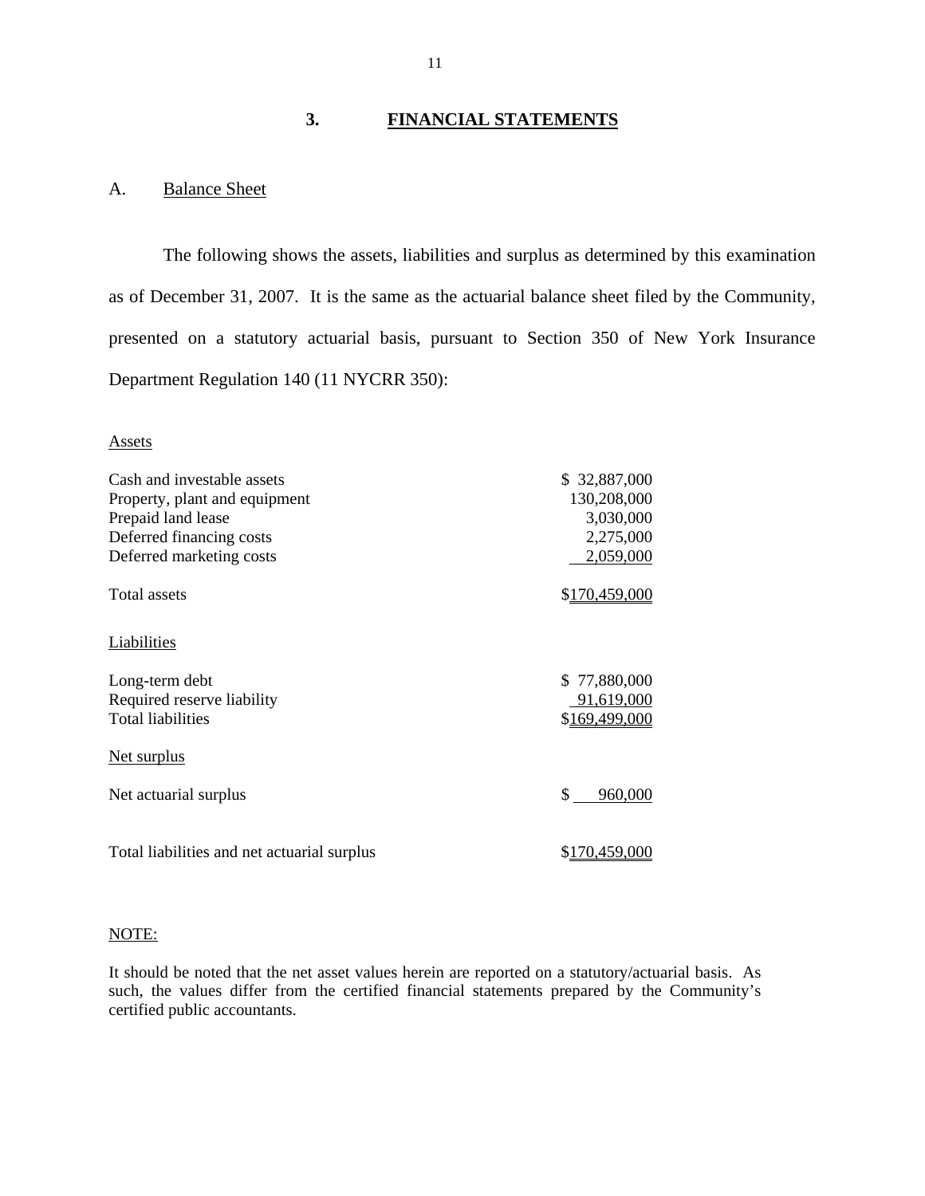## 3. FINANCIAL STATEMENTS

### A. Balance Sheet

The following shows the assets, liabilities and surplus as determined by this examination as of December 31, 2007. It is the same as the actuarial balance sheet filed by the Community, presented on a statutory actuarial basis, pursuant to Section 350 of New York Insurance Department Regulation 140 (11 NYCRR 350):

| | |
|---|---|
| Assets | |
| Cash and investable assets | $ 32,887,000 |
| Property, plant and equipment | 130,208,000 |
| Prepaid land lease | 3,030,000 |
| Deferred financing costs | 2,275,000 |
| Deferred marketing costs | 2,059,000 |
| Total assets | $170,459,000 |
| Liabilities | |
| Long-term debt | $ 77,880,000 |
| Required reserve liability | 91,619,000 |
| Total liabilities | $169,499,000 |
| Net surplus | |
| Net actuarial surplus | $ 960,000 |
| Total liabilities and net actuarial surplus | $170,459,000 |

NOTE:

It should be noted that the net asset values herein are reported on a statutory/actuarial basis. As such, the values differ from the certified financial statements prepared by the Community's certified public accountants.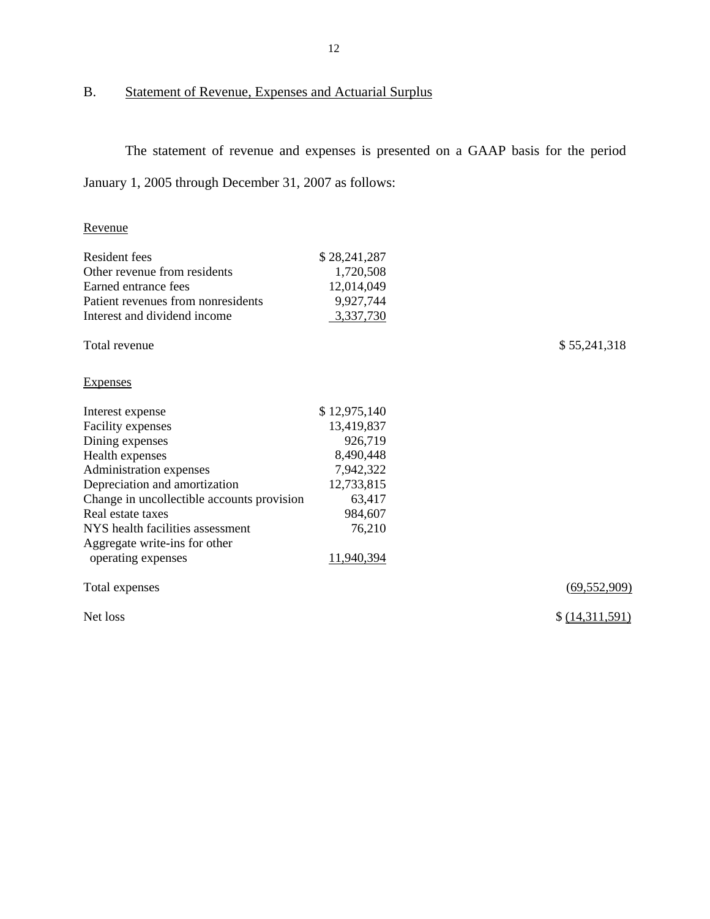## B. Statement of Revenue, Expenses and Actuarial Surplus

The statement of revenue and expenses is presented on a GAAP basis for the period January 1, 2005 through December 31, 2007 as follows:

| | | |
|---|---|---|
| Revenue | | |
| Resident fees | $ 28,241,287 | |
| Other revenue from residents | 1,720,508 | |
| Earned entrance fees | 12,014,049 | |
| Patient revenues from nonresidents | 9,927,744 | |
| Interest and dividend income | 3,337,730 | |
| Total revenue | | $ 55,241,318 |
| Expenses | | |
| Interest expense | $ 12,975,140 | |
| Facility expenses | 13,419,837 | |
| Dining expenses | 926,719 | |
| Health expenses | 8,490,448 | |
| Administration expenses | 7,942,322 | |
| Depreciation and amortization | 12,733,815 | |
| Change in uncollectible accounts provision | 63,417 | |
| Real estate taxes | 984,607 | |
| NYS health facilities assessment | 76,210 | |
| Aggregate write-ins for other operating expenses | 11,940,394 | |
| Total expenses | | (69,552,909) |
| Net loss | | $ (14,311,591) |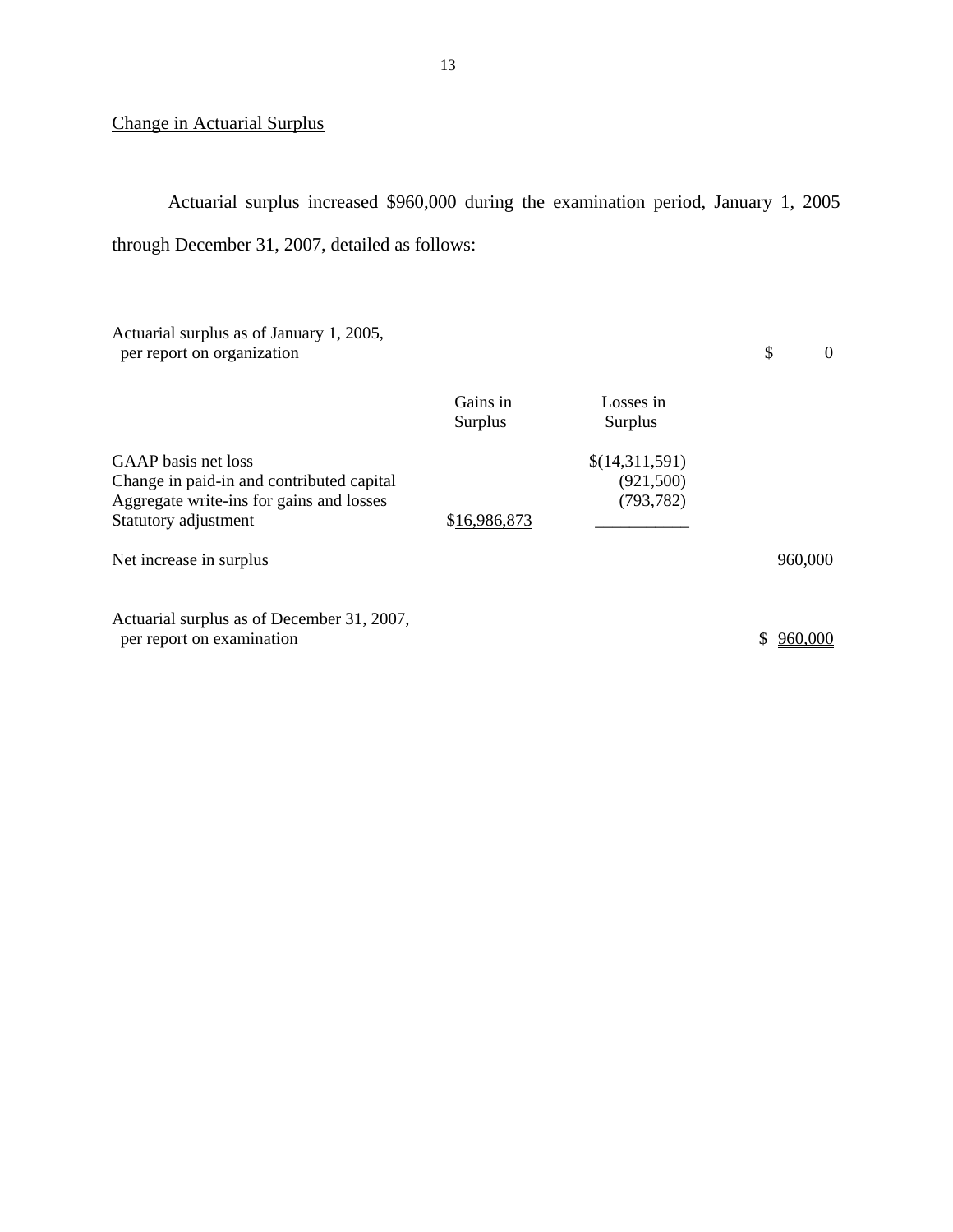## Change in Actuarial Surplus

Actuarial surplus increased $960,000 during the examination period, January 1, 2005 through December 31, 2007, detailed as follows:

| | Gains in Surplus | Losses in Surplus | |
|---|---|---|---|
| Actuarial surplus as of January 1, 2005, per report on organization | | | $ 0 |
| GAAP basis net loss | | $(14,311,591) | |
| Change in paid-in and contributed capital | | (921,500) | |
| Aggregate write-ins for gains and losses | | (793,782) | |
| Statutory adjustment | $16,986,873 | | |
| Net increase in surplus | | | 960,000 |
| Actuarial surplus as of December 31, 2007, per report on examination | | | $ 960,000 |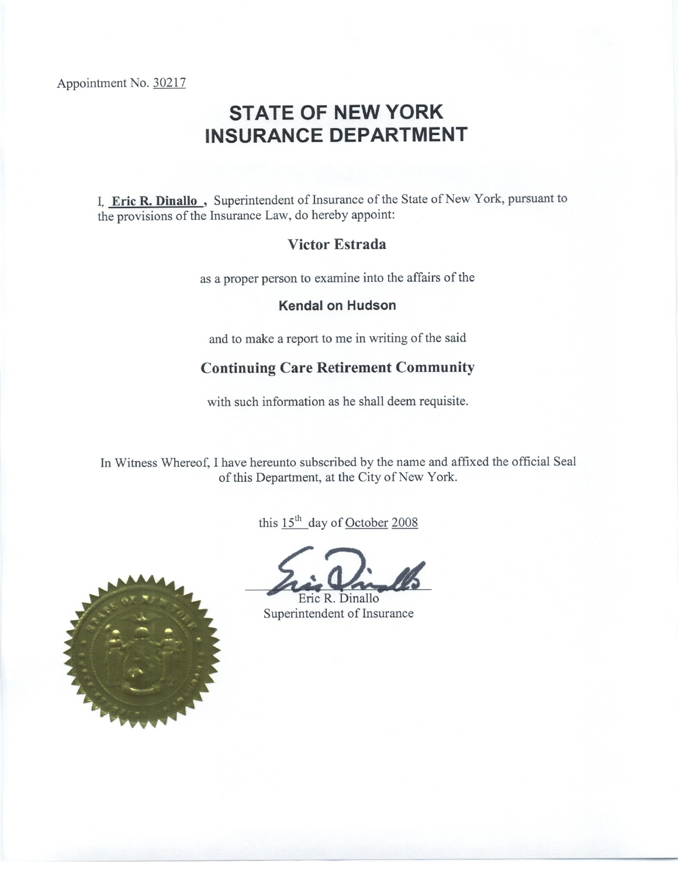Appointment No. 30217

# STATE OF NEW YORK
# INSURANCE DEPARTMENT

I, **Eric R. Dinallo**, Superintendent of Insurance of the State of New York, pursuant to the provisions of the Insurance Law, do hereby appoint:

**Victor Estrada**

as a proper person to examine into the affairs of the

**Kendal on Hudson**

and to make a report to me in writing of the said

**Continuing Care Retirement Community**

with such information as he shall deem requisite.

In Witness Whereof, I have hereunto subscribed by the name and affixed the official Seal of this Department, at the City of New York.

this 15th day of October 2008

Eric R. Dinallo
Superintendent of Insurance